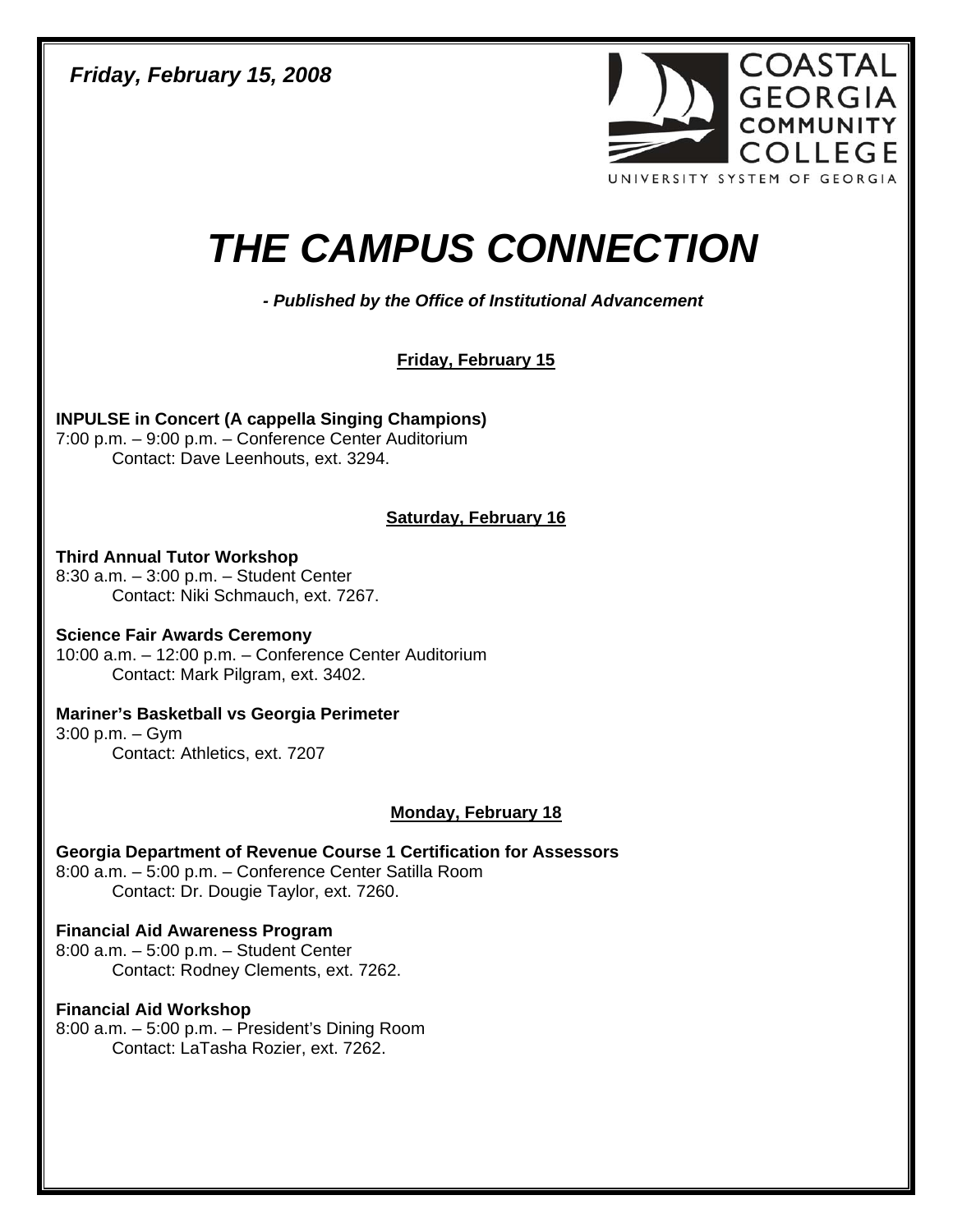*Friday, February 15, 2008*

COASTAL GEORGIA COMMUNITY COLLEGE

UNIVERSITY SYSTEM OF GEORGIA

# *THE CAMPUS CONNECTION*

***- Published by the Office of Institutional Advancement***

## Friday, February 15

**INPULSE in Concert (A cappella Singing Champions)**
7:00 p.m. – 9:00 p.m. – Conference Center Auditorium
Contact: Dave Leenhouts, ext. 3294.

## Saturday, February 16

**Third Annual Tutor Workshop**
8:30 a.m. – 3:00 p.m. – Student Center
Contact: Niki Schmauch, ext. 7267.

**Science Fair Awards Ceremony**
10:00 a.m. – 12:00 p.m. – Conference Center Auditorium
Contact: Mark Pilgram, ext. 3402.

**Mariner's Basketball vs Georgia Perimeter**
3:00 p.m. – Gym
Contact: Athletics, ext. 7207

## Monday, February 18

**Georgia Department of Revenue Course 1 Certification for Assessors**
8:00 a.m. – 5:00 p.m. – Conference Center Satilla Room
Contact: Dr. Dougie Taylor, ext. 7260.

**Financial Aid Awareness Program**
8:00 a.m. – 5:00 p.m. – Student Center
Contact: Rodney Clements, ext. 7262.

**Financial Aid Workshop**
8:00 a.m. – 5:00 p.m. – President's Dining Room
Contact: LaTasha Rozier, ext. 7262.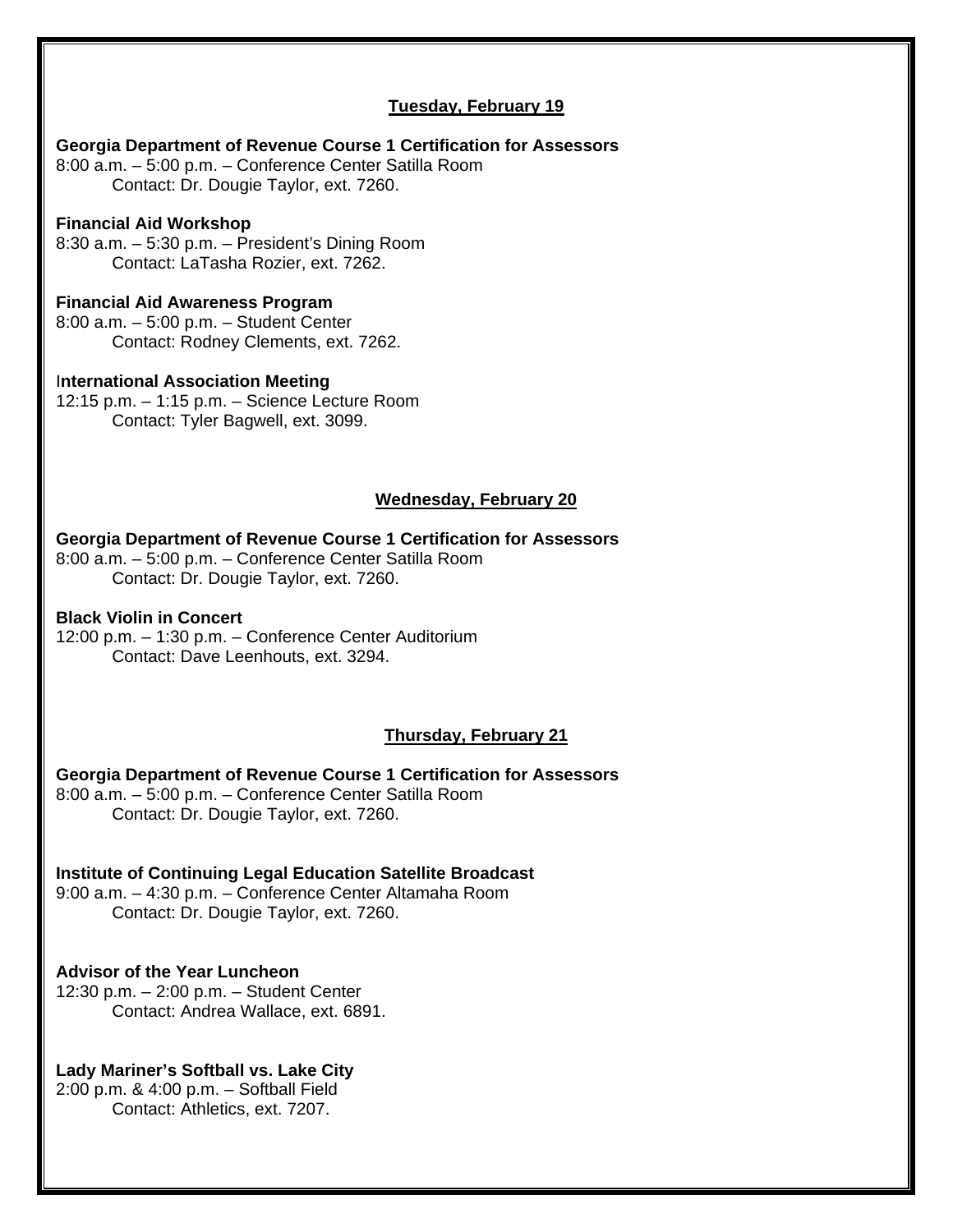## Tuesday, February 19

**Georgia Department of Revenue Course 1 Certification for Assessors**
8:00 a.m. – 5:00 p.m. – Conference Center Satilla Room
Contact: Dr. Dougie Taylor, ext. 7260.

**Financial Aid Workshop**
8:30 a.m. – 5:30 p.m. – President's Dining Room
Contact: LaTasha Rozier, ext. 7262.

**Financial Aid Awareness Program**
8:00 a.m. – 5:00 p.m. – Student Center
Contact: Rodney Clements, ext. 7262.

**International Association Meeting**
12:15 p.m. – 1:15 p.m. – Science Lecture Room
Contact: Tyler Bagwell, ext. 3099.

## Wednesday, February 20

**Georgia Department of Revenue Course 1 Certification for Assessors**
8:00 a.m. – 5:00 p.m. – Conference Center Satilla Room
Contact: Dr. Dougie Taylor, ext. 7260.

**Black Violin in Concert**
12:00 p.m. – 1:30 p.m. – Conference Center Auditorium
Contact: Dave Leenhouts, ext. 3294.

## Thursday, February 21

**Georgia Department of Revenue Course 1 Certification for Assessors**
8:00 a.m. – 5:00 p.m. – Conference Center Satilla Room
Contact: Dr. Dougie Taylor, ext. 7260.

**Institute of Continuing Legal Education Satellite Broadcast**
9:00 a.m. – 4:30 p.m. – Conference Center Altamaha Room
Contact: Dr. Dougie Taylor, ext. 7260.

**Advisor of the Year Luncheon**
12:30 p.m. – 2:00 p.m. – Student Center
Contact: Andrea Wallace, ext. 6891.

**Lady Mariner's Softball vs. Lake City**
2:00 p.m. & 4:00 p.m. – Softball Field
Contact: Athletics, ext. 7207.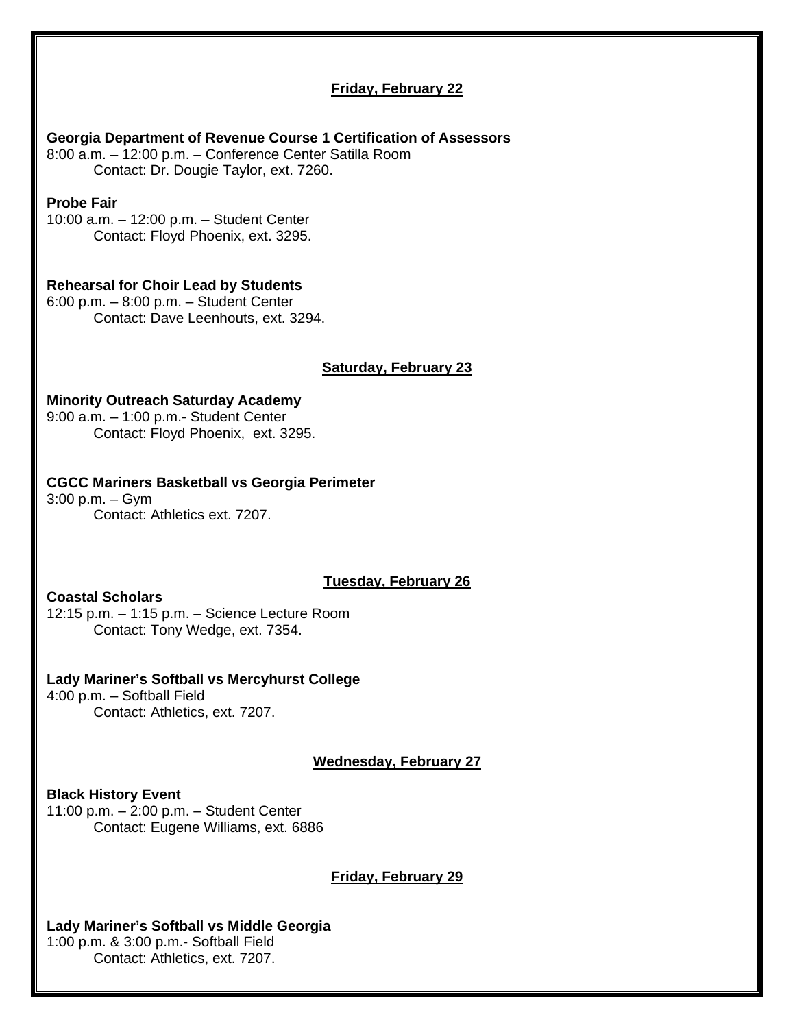**Friday, February 22**

**Georgia Department of Revenue Course 1 Certification of Assessors**
8:00 a.m. – 12:00 p.m. – Conference Center Satilla Room
Contact: Dr. Dougie Taylor, ext. 7260.

**Probe Fair**
10:00 a.m. – 12:00 p.m. – Student Center
Contact: Floyd Phoenix, ext. 3295.

**Rehearsal for Choir Lead by Students**
6:00 p.m. – 8:00 p.m. – Student Center
Contact: Dave Leenhouts, ext. 3294.

**Saturday, February 23**

**Minority Outreach Saturday Academy**
9:00 a.m. – 1:00 p.m.- Student Center
Contact: Floyd Phoenix, ext. 3295.

**CGCC Mariners Basketball vs Georgia Perimeter**
3:00 p.m. – Gym
Contact: Athletics ext. 7207.

**Tuesday, February 26**

**Coastal Scholars**
12:15 p.m. – 1:15 p.m. – Science Lecture Room
Contact: Tony Wedge, ext. 7354.

**Lady Mariner's Softball vs Mercyhurst College**
4:00 p.m. – Softball Field
Contact: Athletics, ext. 7207.

**Wednesday, February 27**

**Black History Event**
11:00 p.m. – 2:00 p.m. – Student Center
Contact: Eugene Williams, ext. 6886

**Friday, February 29**

**Lady Mariner's Softball vs Middle Georgia**
1:00 p.m. & 3:00 p.m.- Softball Field
Contact: Athletics, ext. 7207.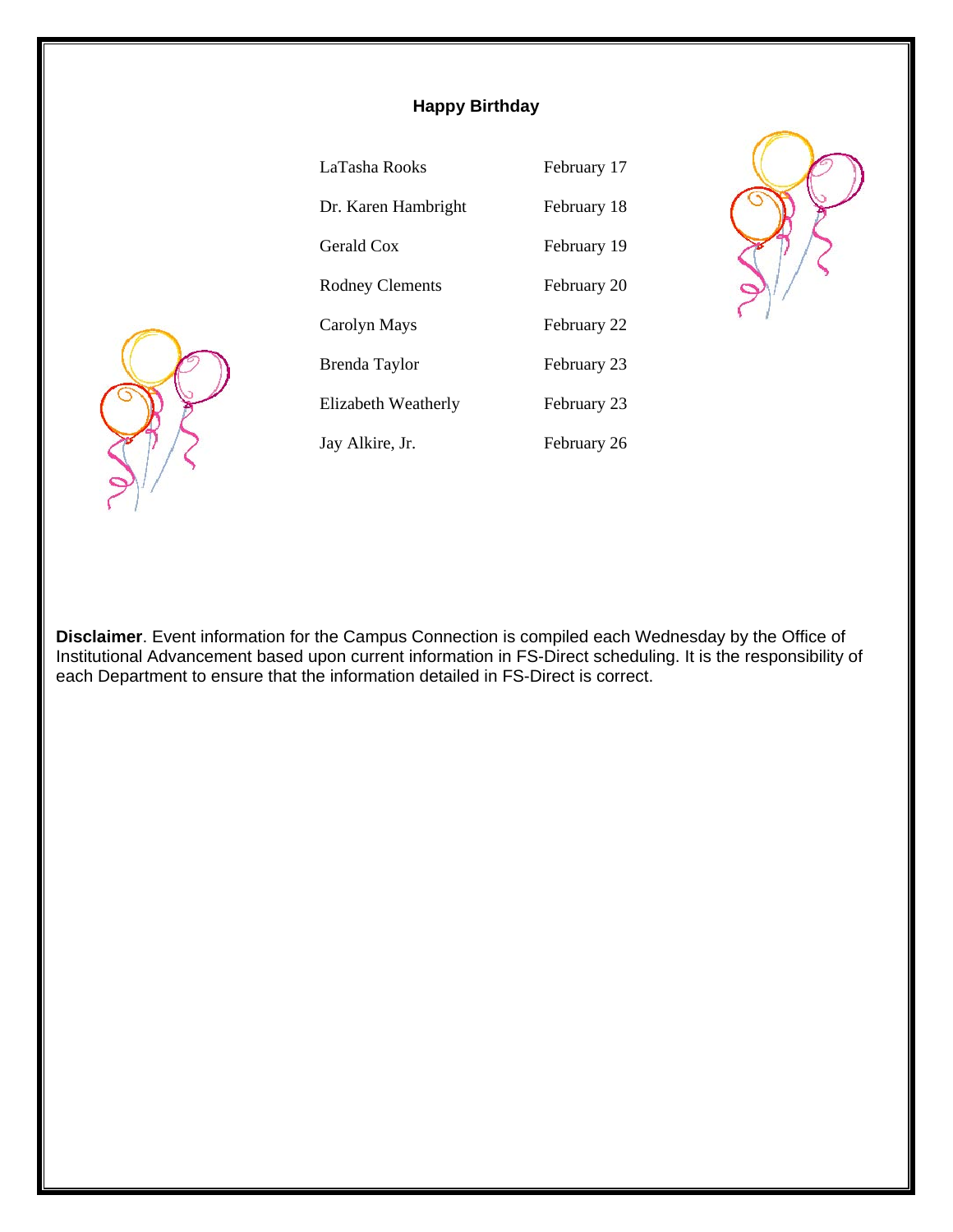## Happy Birthday

| | |
|---|---|
| LaTasha Rooks | February 17 |
| Dr. Karen Hambright | February 18 |
| Gerald Cox | February 19 |
| Rodney Clements | February 20 |
| Carolyn Mays | February 22 |
| Brenda Taylor | February 23 |
| Elizabeth Weatherly | February 23 |
| Jay Alkire, Jr. | February 26 |

**Disclaimer**. Event information for the Campus Connection is compiled each Wednesday by the Office of Institutional Advancement based upon current information in FS-Direct scheduling. It is the responsibility of each Department to ensure that the information detailed in FS-Direct is correct.